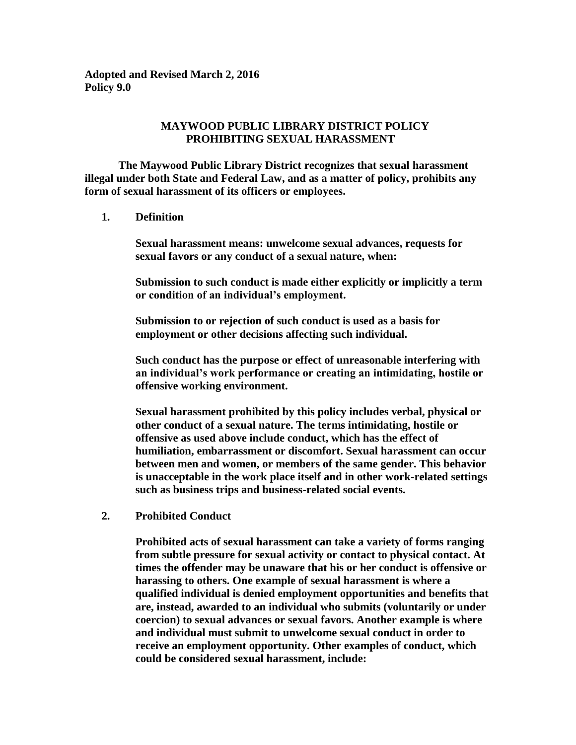**Adopted and Revised March 2, 2016**
**Policy 9.0**

# MAYWOOD PUBLIC LIBRARY DISTRICT POLICY PROHIBITING SEXUAL HARASSMENT

**The Maywood Public Library District recognizes that sexual harassment illegal under both State and Federal Law, and as a matter of policy, prohibits any form of sexual harassment of its officers or employees.**

## 1. Definition

**Sexual harassment means: unwelcome sexual advances, requests for sexual favors or any conduct of a sexual nature, when:**

**Submission to such conduct is made either explicitly or implicitly a term or condition of an individual's employment.**

**Submission to or rejection of such conduct is used as a basis for employment or other decisions affecting such individual.**

**Such conduct has the purpose or effect of unreasonable interfering with an individual's work performance or creating an intimidating, hostile or offensive working environment.**

**Sexual harassment prohibited by this policy includes verbal, physical or other conduct of a sexual nature. The terms intimidating, hostile or offensive as used above include conduct, which has the effect of humiliation, embarrassment or discomfort. Sexual harassment can occur between men and women, or members of the same gender. This behavior is unacceptable in the work place itself and in other work-related settings such as business trips and business-related social events.**

## 2. Prohibited Conduct

**Prohibited acts of sexual harassment can take a variety of forms ranging from subtle pressure for sexual activity or contact to physical contact. At times the offender may be unaware that his or her conduct is offensive or harassing to others. One example of sexual harassment is where a qualified individual is denied employment opportunities and benefits that are, instead, awarded to an individual who submits (voluntarily or under coercion) to sexual advances or sexual favors. Another example is where and individual must submit to unwelcome sexual conduct in order to receive an employment opportunity. Other examples of conduct, which could be considered sexual harassment, include:**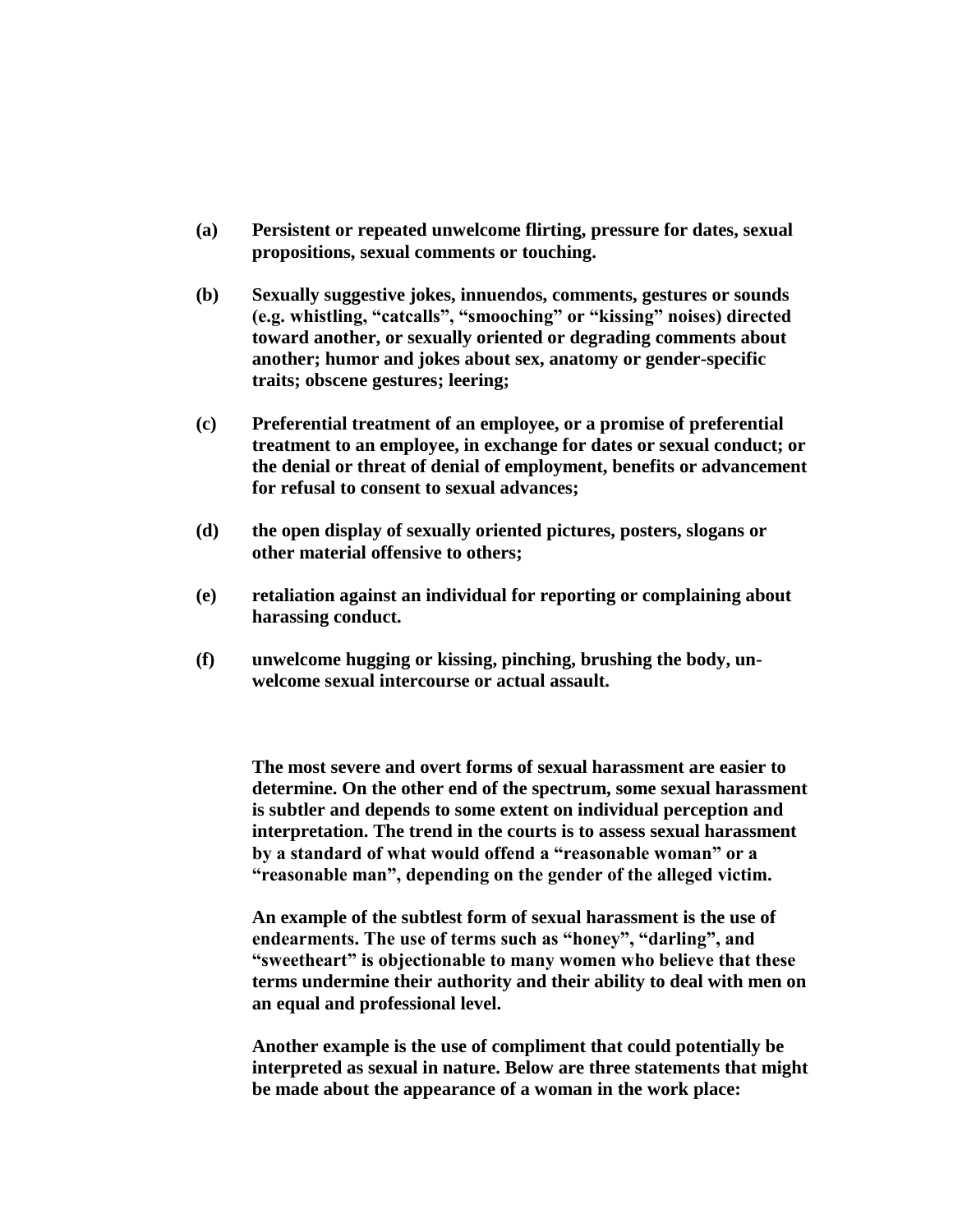**(a) Persistent or repeated unwelcome flirting, pressure for dates, sexual propositions, sexual comments or touching.**

**(b) Sexually suggestive jokes, innuendos, comments, gestures or sounds (e.g. whistling, "catcalls", "smooching" or "kissing" noises) directed toward another, or sexually oriented or degrading comments about another; humor and jokes about sex, anatomy or gender-specific traits; obscene gestures; leering;**

**(c) Preferential treatment of an employee, or a promise of preferential treatment to an employee, in exchange for dates or sexual conduct; or the denial or threat of denial of employment, benefits or advancement for refusal to consent to sexual advances;**

**(d) the open display of sexually oriented pictures, posters, slogans or other material offensive to others;**

**(e) retaliation against an individual for reporting or complaining about harassing conduct.**

**(f) unwelcome hugging or kissing, pinching, brushing the body, un-welcome sexual intercourse or actual assault.**

**The most severe and overt forms of sexual harassment are easier to determine. On the other end of the spectrum, some sexual harassment is subtler and depends to some extent on individual perception and interpretation. The trend in the courts is to assess sexual harassment by a standard of what would offend a "reasonable woman" or a "reasonable man", depending on the gender of the alleged victim.**

**An example of the subtlest form of sexual harassment is the use of endearments. The use of terms such as "honey", "darling", and "sweetheart" is objectionable to many women who believe that these terms undermine their authority and their ability to deal with men on an equal and professional level.**

**Another example is the use of compliment that could potentially be interpreted as sexual in nature. Below are three statements that might be made about the appearance of a woman in the work place:**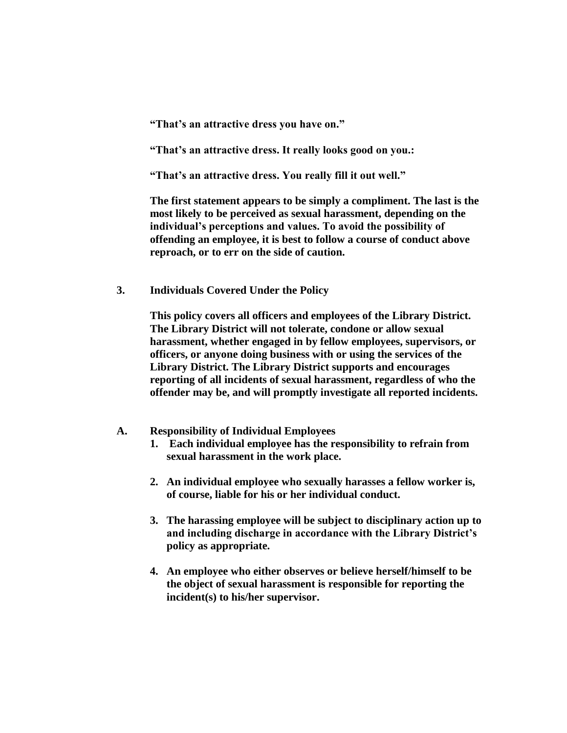**"That's an attractive dress you have on."**

**"That's an attractive dress. It really looks good on you.:**

**"That's an attractive dress. You really fill it out well."**

**The first statement appears to be simply a compliment. The last is the most likely to be perceived as sexual harassment, depending on the individual's perceptions and values. To avoid the possibility of offending an employee, it is best to follow a course of conduct above reproach, or to err on the side of caution.**

**3. Individuals Covered Under the Policy**

**This policy covers all officers and employees of the Library District. The Library District will not tolerate, condone or allow sexual harassment, whether engaged in by fellow employees, supervisors, or officers, or anyone doing business with or using the services of the Library District. The Library District supports and encourages reporting of all incidents of sexual harassment, regardless of who the offender may be, and will promptly investigate all reported incidents.**

**A. Responsibility of Individual Employees**

1. **Each individual employee has the responsibility to refrain from sexual harassment in the work place.**

2. **An individual employee who sexually harasses a fellow worker is, of course, liable for his or her individual conduct.**

3. **The harassing employee will be subject to disciplinary action up to and including discharge in accordance with the Library District's policy as appropriate.**

4. **An employee who either observes or believe herself/himself to be the object of sexual harassment is responsible for reporting the incident(s) to his/her supervisor.**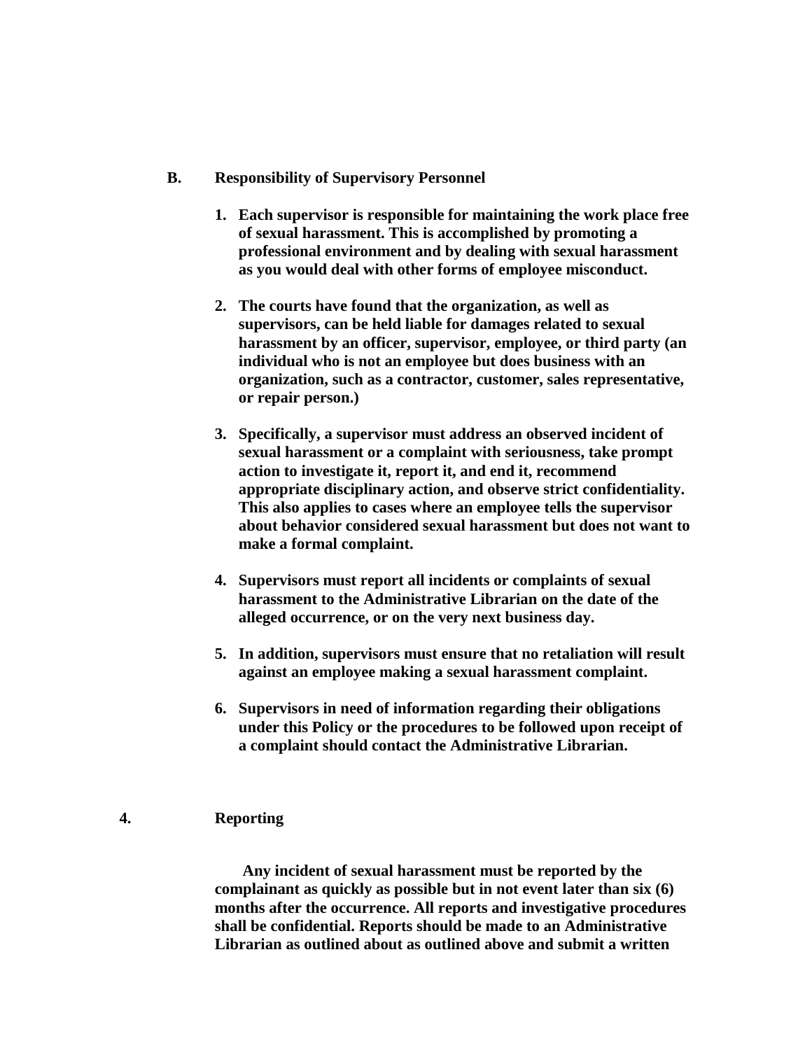**B. Responsibility of Supervisory Personnel**

1. **Each supervisor is responsible for maintaining the work place free of sexual harassment. This is accomplished by promoting a professional environment and by dealing with sexual harassment as you would deal with other forms of employee misconduct.**

2. **The courts have found that the organization, as well as supervisors, can be held liable for damages related to sexual harassment by an officer, supervisor, employee, or third party (an individual who is not an employee but does business with an organization, such as a contractor, customer, sales representative, or repair person.)**

3. **Specifically, a supervisor must address an observed incident of sexual harassment or a complaint with seriousness, take prompt action to investigate it, report it, and end it, recommend appropriate disciplinary action, and observe strict confidentiality. This also applies to cases where an employee tells the supervisor about behavior considered sexual harassment but does not want to make a formal complaint.**

4. **Supervisors must report all incidents or complaints of sexual harassment to the Administrative Librarian on the date of the alleged occurrence, or on the very next business day.**

5. **In addition, supervisors must ensure that no retaliation will result against an employee making a sexual harassment complaint.**

6. **Supervisors in need of information regarding their obligations under this Policy or the procedures to be followed upon receipt of a complaint should contact the Administrative Librarian.**

**4. Reporting**

**Any incident of sexual harassment must be reported by the complainant as quickly as possible but in not event later than six (6) months after the occurrence. All reports and investigative procedures shall be confidential. Reports should be made to an Administrative Librarian as outlined about as outlined above and submit a written**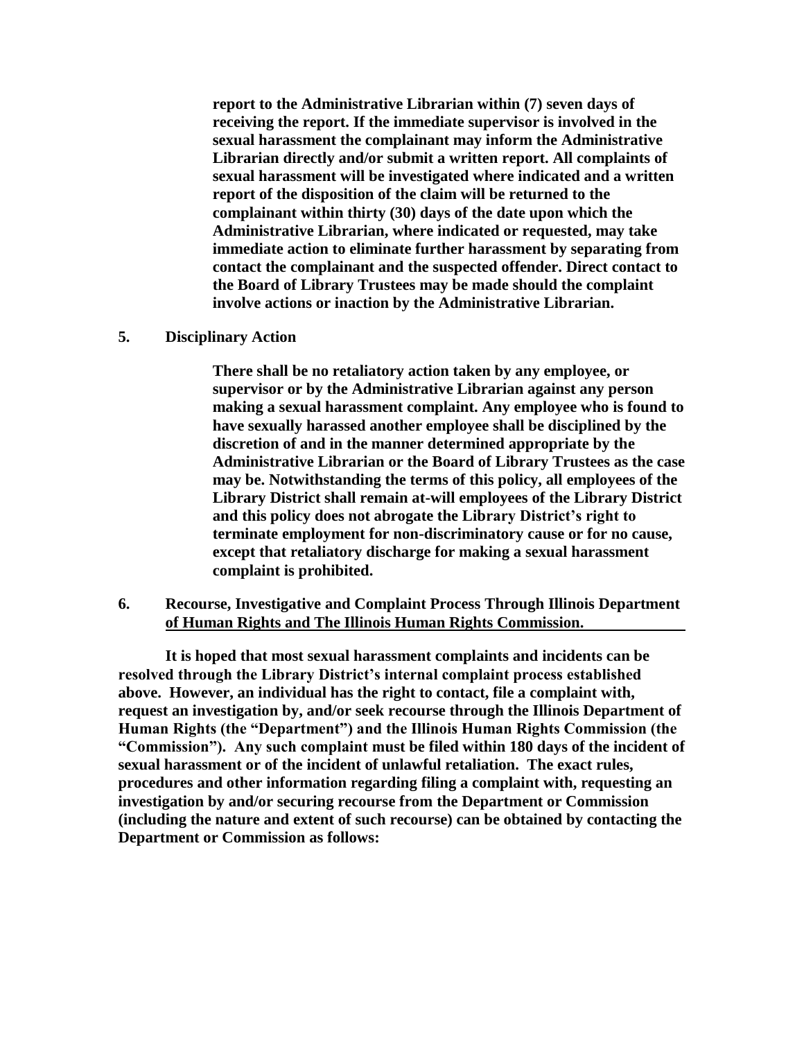**report to the Administrative Librarian within (7) seven days of receiving the report. If the immediate supervisor is involved in the sexual harassment the complainant may inform the Administrative Librarian directly and/or submit a written report. All complaints of sexual harassment will be investigated where indicated and a written report of the disposition of the claim will be returned to the complainant within thirty (30) days of the date upon which the Administrative Librarian, where indicated or requested, may take immediate action to eliminate further harassment by separating from contact the complainant and the suspected offender. Direct contact to the Board of Library Trustees may be made should the complaint involve actions or inaction by the Administrative Librarian.**

**5. Disciplinary Action**

**There shall be no retaliatory action taken by any employee, or supervisor or by the Administrative Librarian against any person making a sexual harassment complaint. Any employee who is found to have sexually harassed another employee shall be disciplined by the discretion of and in the manner determined appropriate by the Administrative Librarian or the Board of Library Trustees as the case may be. Notwithstanding the terms of this policy, all employees of the Library District shall remain at-will employees of the Library District and this policy does not abrogate the Library District's right to terminate employment for non-discriminatory cause or for no cause, except that retaliatory discharge for making a sexual harassment complaint is prohibited.**

**6. Recourse, Investigative and Complaint Process Through Illinois Department of Human Rights and The Illinois Human Rights Commission.**

**It is hoped that most sexual harassment complaints and incidents can be resolved through the Library District's internal complaint process established above. However, an individual has the right to contact, file a complaint with, request an investigation by, and/or seek recourse through the Illinois Department of Human Rights (the "Department") and the Illinois Human Rights Commission (the "Commission"). Any such complaint must be filed within 180 days of the incident of sexual harassment or of the incident of unlawful retaliation. The exact rules, procedures and other information regarding filing a complaint with, requesting an investigation by and/or securing recourse from the Department or Commission (including the nature and extent of such recourse) can be obtained by contacting the Department or Commission as follows:**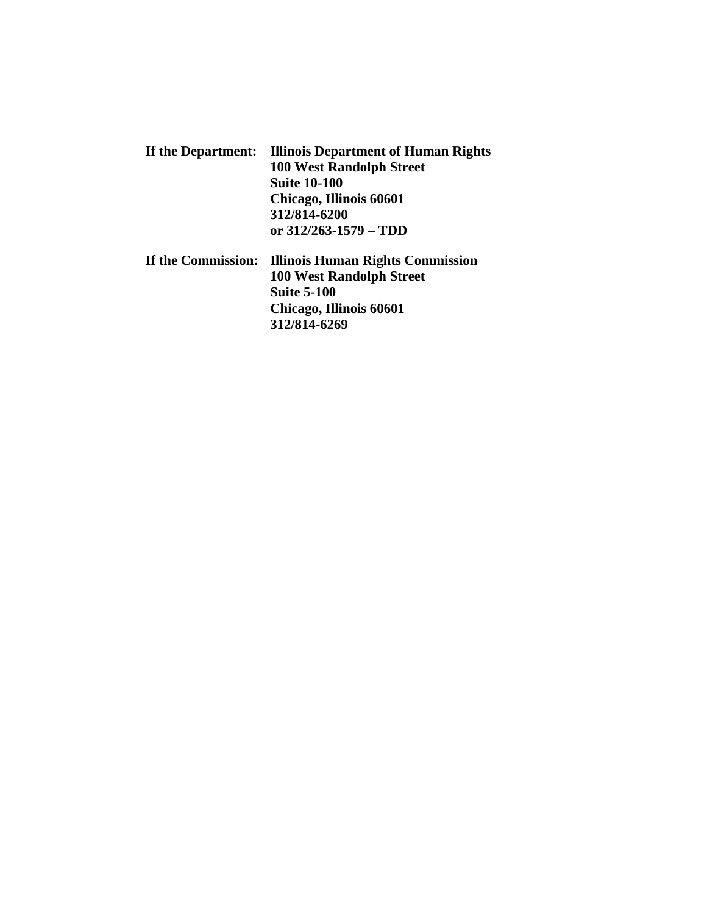**If the Department:** **Illinois Department of Human Rights**
**100 West Randolph Street**
**Suite 10-100**
**Chicago, Illinois 60601**
**312/814-6200**
**or 312/263-1579 – TDD**

**If the Commission:** **Illinois Human Rights Commission**
**100 West Randolph Street**
**Suite 5-100**
**Chicago, Illinois 60601**
**312/814-6269**